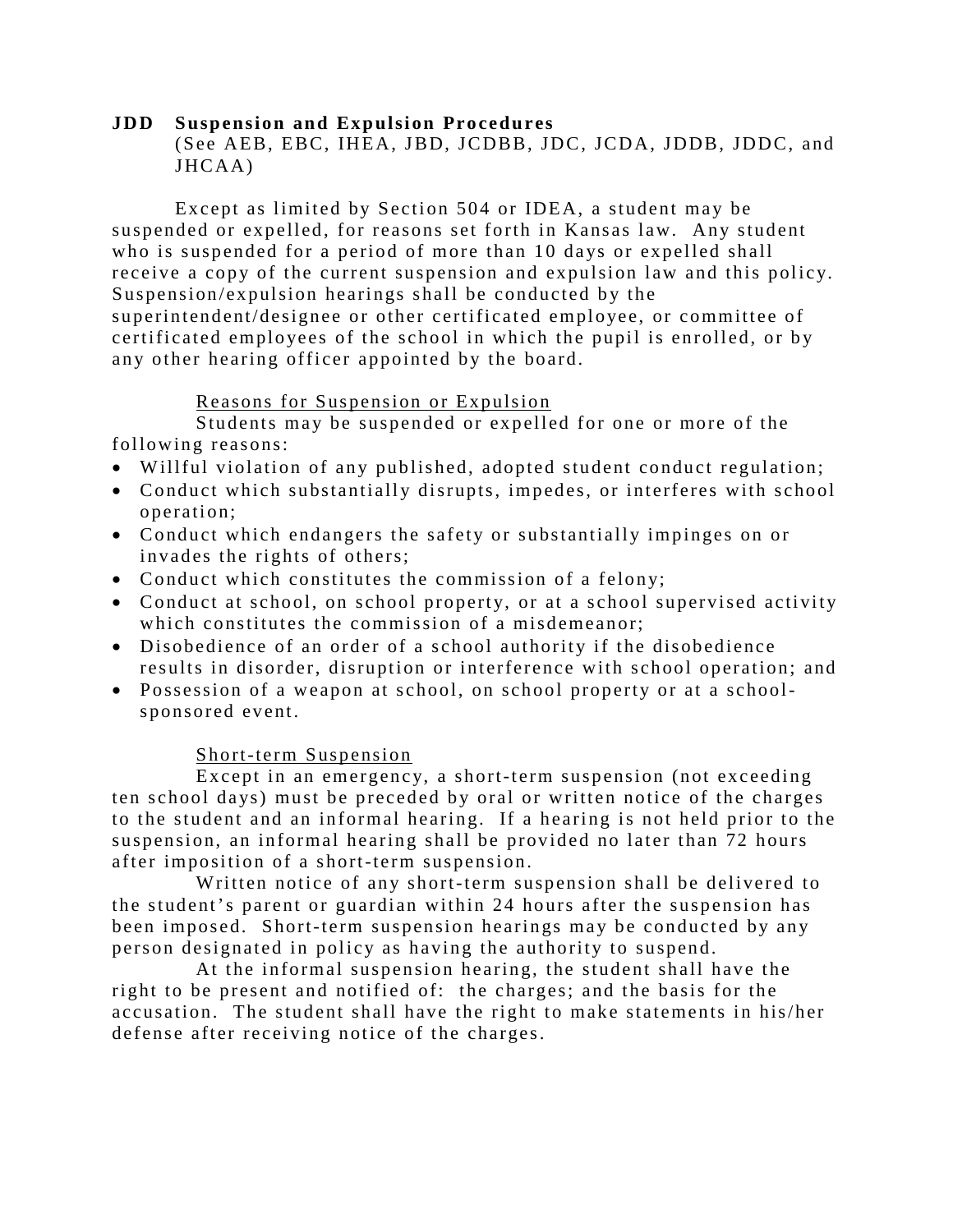# JDD Suspension and Expulsion Procedures

(See AEB, EBC, IHEA, JBD, JCDBB, JDC, JCDA, JDDB, JDDC, and JHCAA)

Except as limited by Section 504 or IDEA, a student may be suspended or expelled, for reasons set forth in Kansas law. Any student who is suspended for a period of more than 10 days or expelled shall receive a copy of the current suspension and expulsion law and this policy. Suspension/expulsion hearings shall be conducted by the superintendent/designee or other certificated employee, or committee of certificated employees of the school in which the pupil is enrolled, or by any other hearing officer appointed by the board.

## Reasons for Suspension or Expulsion

Students may be suspended or expelled for one or more of the following reasons:

- Willful violation of any published, adopted student conduct regulation;
- Conduct which substantially disrupts, impedes, or interferes with school operation;
- Conduct which endangers the safety or substantially impinges on or invades the rights of others;
- Conduct which constitutes the commission of a felony;
- Conduct at school, on school property, or at a school supervised activity which constitutes the commission of a misdemeanor;
- Disobedience of an order of a school authority if the disobedience results in disorder, disruption or interference with school operation; and
- Possession of a weapon at school, on school property or at a school-sponsored event.

## Short-term Suspension

Except in an emergency, a short-term suspension (not exceeding ten school days) must be preceded by oral or written notice of the charges to the student and an informal hearing. If a hearing is not held prior to the suspension, an informal hearing shall be provided no later than 72 hours after imposition of a short-term suspension.

Written notice of any short-term suspension shall be delivered to the student's parent or guardian within 24 hours after the suspension has been imposed. Short-term suspension hearings may be conducted by any person designated in policy as having the authority to suspend.

At the informal suspension hearing, the student shall have the right to be present and notified of: the charges; and the basis for the accusation. The student shall have the right to make statements in his/her defense after receiving notice of the charges.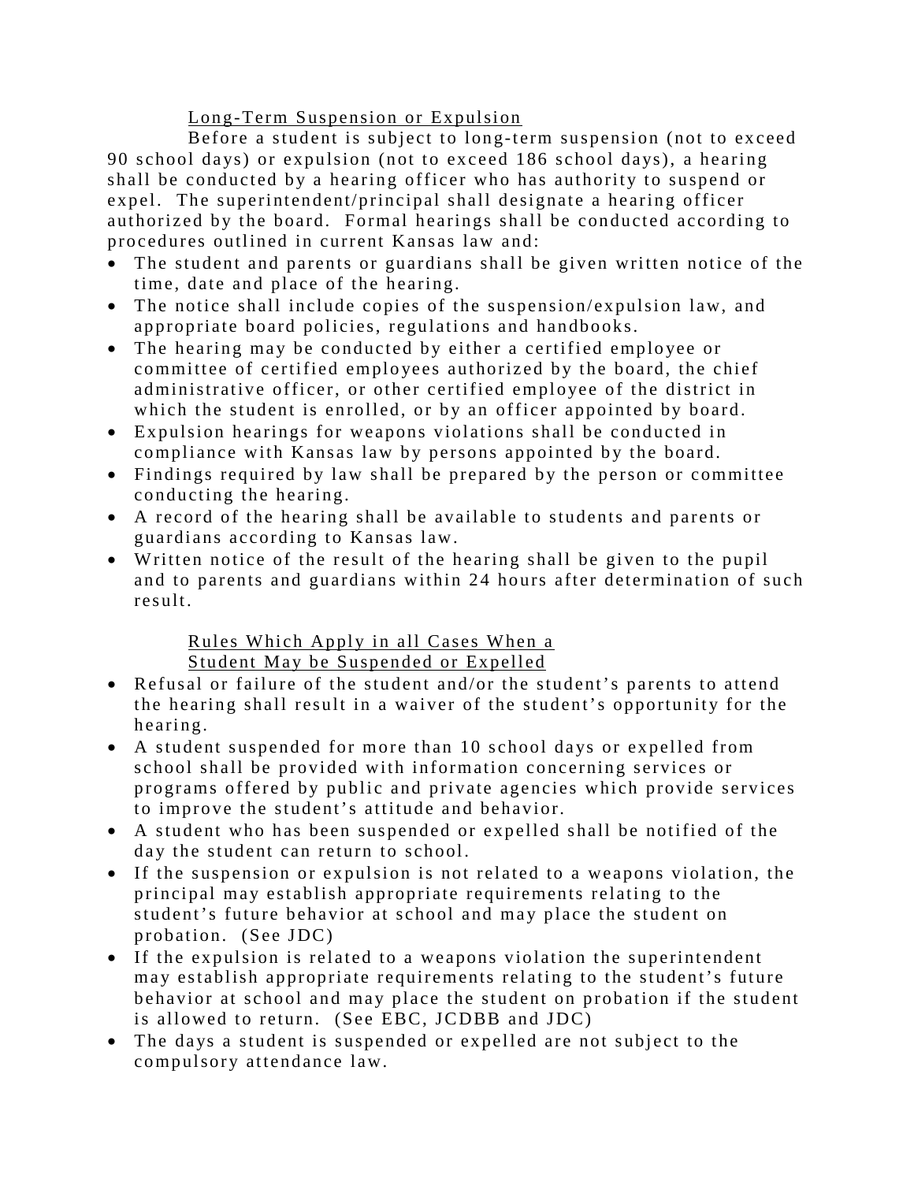Long-Term Suspension or Expulsion

Before a student is subject to long-term suspension (not to exceed 90 school days) or expulsion (not to exceed 186 school days), a hearing shall be conducted by a hearing officer who has authority to suspend or expel. The superintendent/principal shall designate a hearing officer authorized by the board. Formal hearings shall be conducted according to procedures outlined in current Kansas law and:

- The student and parents or guardians shall be given written notice of the time, date and place of the hearing.
- The notice shall include copies of the suspension/expulsion law, and appropriate board policies, regulations and handbooks.
- The hearing may be conducted by either a certified employee or committee of certified employees authorized by the board, the chief administrative officer, or other certified employee of the district in which the student is enrolled, or by an officer appointed by board.
- Expulsion hearings for weapons violations shall be conducted in compliance with Kansas law by persons appointed by the board.
- Findings required by law shall be prepared by the person or committee conducting the hearing.
- A record of the hearing shall be available to students and parents or guardians according to Kansas law.
- Written notice of the result of the hearing shall be given to the pupil and to parents and guardians within 24 hours after determination of such result.

Rules Which Apply in all Cases When a Student May be Suspended or Expelled

- Refusal or failure of the student and/or the student's parents to attend the hearing shall result in a waiver of the student's opportunity for the hearing.
- A student suspended for more than 10 school days or expelled from school shall be provided with information concerning services or programs offered by public and private agencies which provide services to improve the student's attitude and behavior.
- A student who has been suspended or expelled shall be notified of the day the student can return to school.
- If the suspension or expulsion is not related to a weapons violation, the principal may establish appropriate requirements relating to the student's future behavior at school and may place the student on probation. (See JDC)
- If the expulsion is related to a weapons violation the superintendent may establish appropriate requirements relating to the student's future behavior at school and may place the student on probation if the student is allowed to return. (See EBC, JCDBB and JDC)
- The days a student is suspended or expelled are not subject to the compulsory attendance law.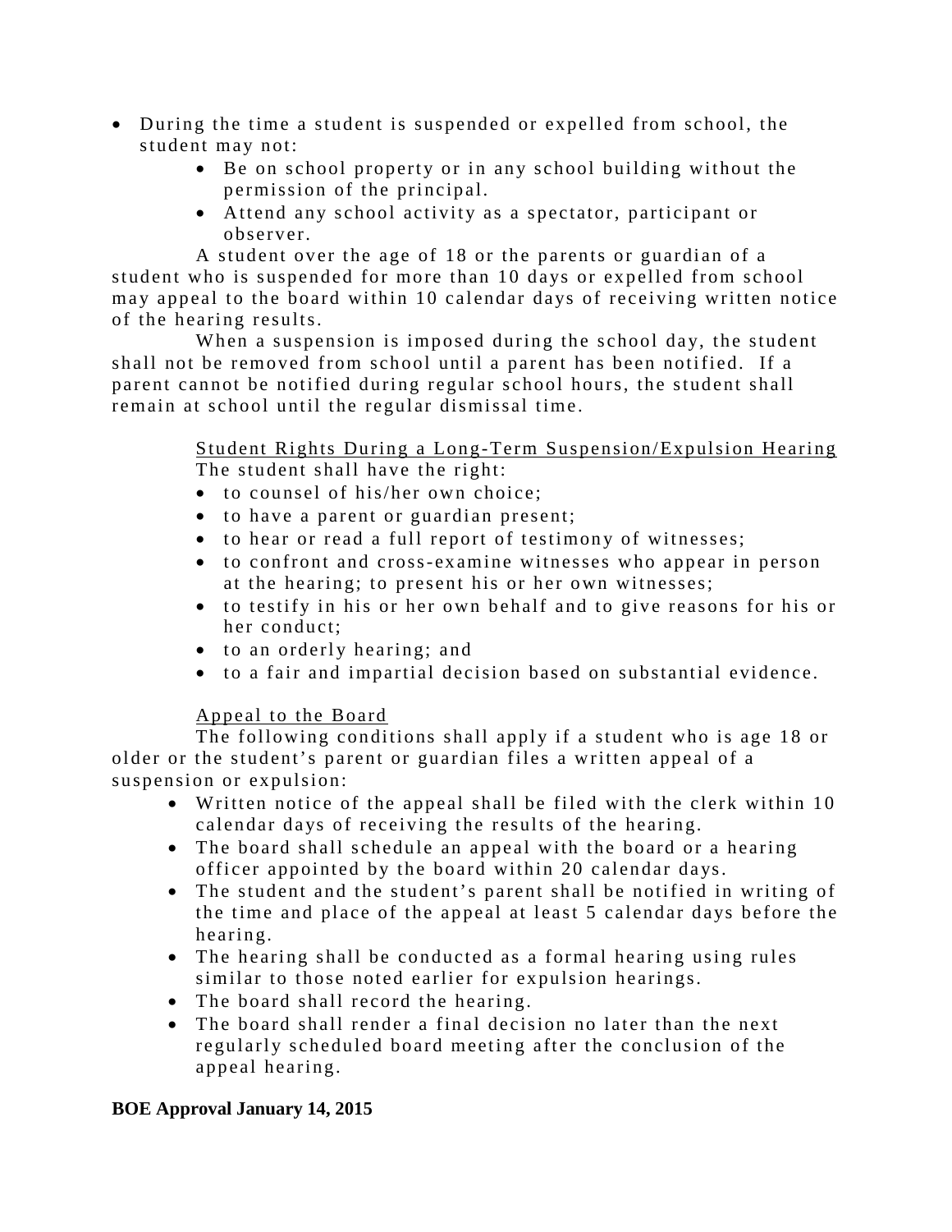- During the time a student is suspended or expelled from school, the student may not:
    - Be on school property or in any school building without the permission of the principal.
    - Attend any school activity as a spectator, participant or observer.

A student over the age of 18 or the parents or guardian of a student who is suspended for more than 10 days or expelled from school may appeal to the board within 10 calendar days of receiving written notice of the hearing results.

When a suspension is imposed during the school day, the student shall not be removed from school until a parent has been notified. If a parent cannot be notified during regular school hours, the student shall remain at school until the regular dismissal time.

<u>Student Rights During a Long-Term Suspension/Expulsion Hearing</u>

The student shall have the right:

- to counsel of his/her own choice;
- to have a parent or guardian present;
- to hear or read a full report of testimony of witnesses;
- to confront and cross-examine witnesses who appear in person at the hearing; to present his or her own witnesses;
- to testify in his or her own behalf and to give reasons for his or her conduct;
- to an orderly hearing; and
- to a fair and impartial decision based on substantial evidence.

<u>Appeal to the Board</u>

The following conditions shall apply if a student who is age 18 or older or the student's parent or guardian files a written appeal of a suspension or expulsion:

- Written notice of the appeal shall be filed with the clerk within 10 calendar days of receiving the results of the hearing.
- The board shall schedule an appeal with the board or a hearing officer appointed by the board within 20 calendar days.
- The student and the student's parent shall be notified in writing of the time and place of the appeal at least 5 calendar days before the hearing.
- The hearing shall be conducted as a formal hearing using rules similar to those noted earlier for expulsion hearings.
- The board shall record the hearing.
- The board shall render a final decision no later than the next regularly scheduled board meeting after the conclusion of the appeal hearing.

**BOE Approval January 14, 2015**